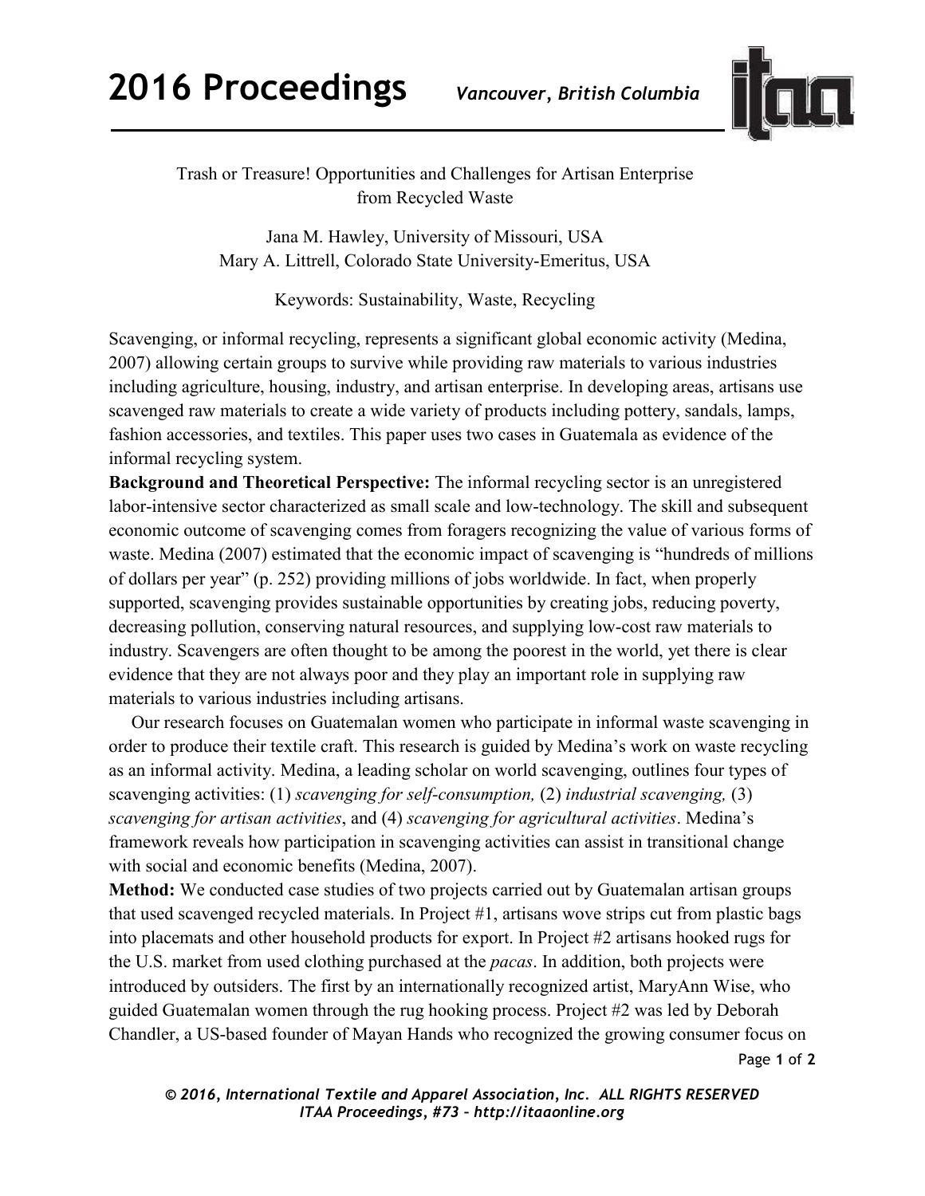# Trash or Treasure! Opportunities and Challenges for Artisan Enterprise from Recycled Waste

Jana M. Hawley, University of Missouri, USA
Mary A. Littrell, Colorado State University-Emeritus, USA

Keywords: Sustainability, Waste, Recycling

Scavenging, or informal recycling, represents a significant global economic activity (Medina, 2007) allowing certain groups to survive while providing raw materials to various industries including agriculture, housing, industry, and artisan enterprise. In developing areas, artisans use scavenged raw materials to create a wide variety of products including pottery, sandals, lamps, fashion accessories, and textiles. This paper uses two cases in Guatemala as evidence of the informal recycling system.

**Background and Theoretical Perspective:** The informal recycling sector is an unregistered labor-intensive sector characterized as small scale and low-technology. The skill and subsequent economic outcome of scavenging comes from foragers recognizing the value of various forms of waste. Medina (2007) estimated that the economic impact of scavenging is "hundreds of millions of dollars per year" (p. 252) providing millions of jobs worldwide. In fact, when properly supported, scavenging provides sustainable opportunities by creating jobs, reducing poverty, decreasing pollution, conserving natural resources, and supplying low-cost raw materials to industry. Scavengers are often thought to be among the poorest in the world, yet there is clear evidence that they are not always poor and they play an important role in supplying raw materials to various industries including artisans.

Our research focuses on Guatemalan women who participate in informal waste scavenging in order to produce their textile craft. This research is guided by Medina's work on waste recycling as an informal activity. Medina, a leading scholar on world scavenging, outlines four types of scavenging activities: (1) *scavenging for self-consumption,* (2) *industrial scavenging,* (3) *scavenging for artisan activities*, and (4) *scavenging for agricultural activities*. Medina's framework reveals how participation in scavenging activities can assist in transitional change with social and economic benefits (Medina, 2007).

**Method:** We conducted case studies of two projects carried out by Guatemalan artisan groups that used scavenged recycled materials. In Project #1, artisans wove strips cut from plastic bags into placemats and other household products for export. In Project #2 artisans hooked rugs for the U.S. market from used clothing purchased at the *pacas*. In addition, both projects were introduced by outsiders. The first by an internationally recognized artist, MaryAnn Wise, who guided Guatemalan women through the rug hooking process. Project #2 was led by Deborah Chandler, a US-based founder of Mayan Hands who recognized the growing consumer focus on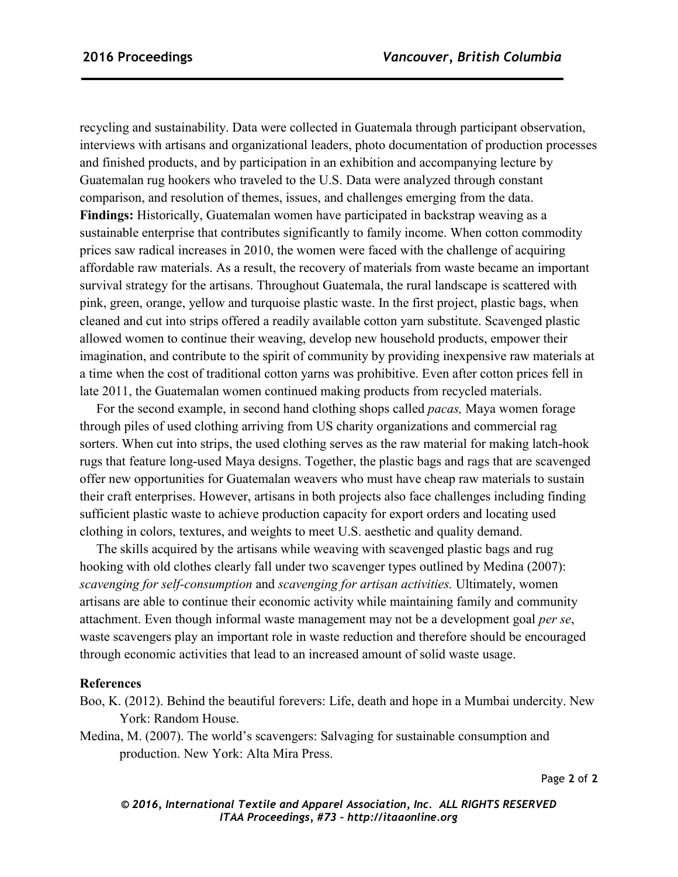recycling and sustainability. Data were collected in Guatemala through participant observation, interviews with artisans and organizational leaders, photo documentation of production processes and finished products, and by participation in an exhibition and accompanying lecture by Guatemalan rug hookers who traveled to the U.S. Data were analyzed through constant comparison, and resolution of themes, issues, and challenges emerging from the data.

**Findings:** Historically, Guatemalan women have participated in backstrap weaving as a sustainable enterprise that contributes significantly to family income. When cotton commodity prices saw radical increases in 2010, the women were faced with the challenge of acquiring affordable raw materials. As a result, the recovery of materials from waste became an important survival strategy for the artisans. Throughout Guatemala, the rural landscape is scattered with pink, green, orange, yellow and turquoise plastic waste. In the first project, plastic bags, when cleaned and cut into strips offered a readily available cotton yarn substitute. Scavenged plastic allowed women to continue their weaving, develop new household products, empower their imagination, and contribute to the spirit of community by providing inexpensive raw materials at a time when the cost of traditional cotton yarns was prohibitive. Even after cotton prices fell in late 2011, the Guatemalan women continued making products from recycled materials.

For the second example, in second hand clothing shops called *pacas,* Maya women forage through piles of used clothing arriving from US charity organizations and commercial rag sorters. When cut into strips, the used clothing serves as the raw material for making latch-hook rugs that feature long-used Maya designs. Together, the plastic bags and rags that are scavenged offer new opportunities for Guatemalan weavers who must have cheap raw materials to sustain their craft enterprises. However, artisans in both projects also face challenges including finding sufficient plastic waste to achieve production capacity for export orders and locating used clothing in colors, textures, and weights to meet U.S. aesthetic and quality demand.

The skills acquired by the artisans while weaving with scavenged plastic bags and rug hooking with old clothes clearly fall under two scavenger types outlined by Medina (2007): *scavenging for self-consumption* and *scavenging for artisan activities.* Ultimately, women artisans are able to continue their economic activity while maintaining family and community attachment. Even though informal waste management may not be a development goal *per se*, waste scavengers play an important role in waste reduction and therefore should be encouraged through economic activities that lead to an increased amount of solid waste usage.

**References**

Boo, K. (2012). Behind the beautiful forevers: Life, death and hope in a Mumbai undercity. New York: Random House.

Medina, M. (2007). The world's scavengers: Salvaging for sustainable consumption and production. New York: Alta Mira Press.